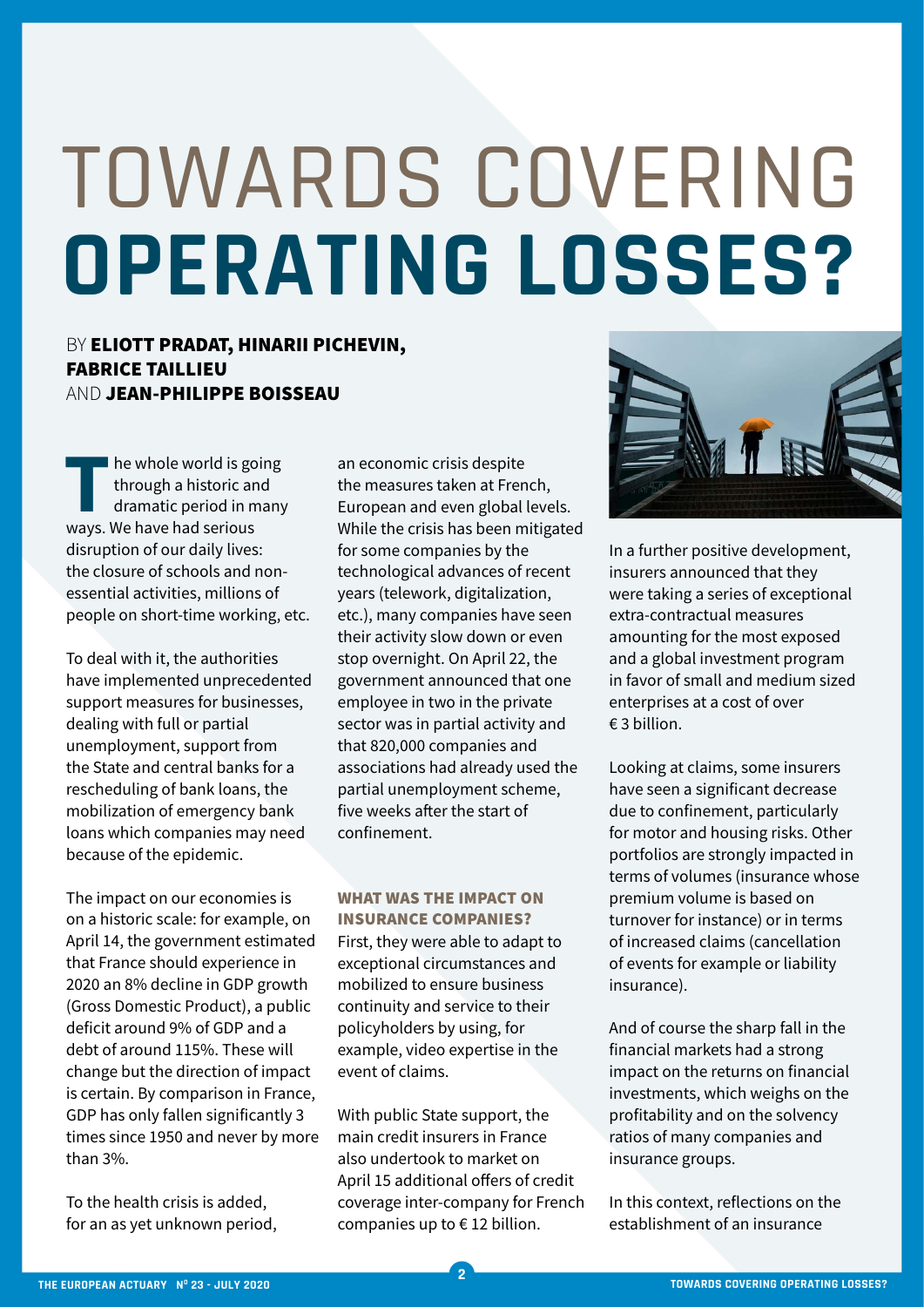# TOWARDS COVERING **OPERATING LOSSES?**

BY **ELIOTT PRADAT, HINARII PICHEVIN, FABRICE TAILLIEU** AND **JEAN-PHILIPPE BOISSEAU**

The whole world is going through a historic and dramatic period in many ways. We have had serious disruption of our daily lives: the closure of schools and non-essential activities, millions of people on short-time working, etc.

To deal with it, the authorities have implemented unprecedented support measures for businesses, dealing with full or partial unemployment, support from the State and central banks for a rescheduling of bank loans, the mobilization of emergency bank loans which companies may need because of the epidemic.

The impact on our economies is on a historic scale: for example, on April 14, the government estimated that France should experience in 2020 an 8% decline in GDP growth (Gross Domestic Product), a public deficit around 9% of GDP and a debt of around 115%. These will change but the direction of impact is certain. By comparison in France, GDP has only fallen significantly 3 times since 1950 and never by more than 3%.

To the health crisis is added, for an as yet unknown period, an economic crisis despite the measures taken at French, European and even global levels. While the crisis has been mitigated for some companies by the technological advances of recent years (telework, digitalization, etc.), many companies have seen their activity slow down or even stop overnight. On April 22, the government announced that one employee in two in the private sector was in partial activity and that 820,000 companies and associations had already used the partial unemployment scheme, five weeks after the start of confinement.

## WHAT WAS THE IMPACT ON INSURANCE COMPANIES?

First, they were able to adapt to exceptional circumstances and mobilized to ensure business continuity and service to their policyholders by using, for example, video expertise in the event of claims.

With public State support, the main credit insurers in France also undertook to market on April 15 additional offers of credit coverage inter-company for French companies up to € 12 billion.

In a further positive development, insurers announced that they were taking a series of exceptional extra-contractual measures amounting for the most exposed and a global investment program in favor of small and medium sized enterprises at a cost of over € 3 billion.

Looking at claims, some insurers have seen a significant decrease due to confinement, particularly for motor and housing risks. Other portfolios are strongly impacted in terms of volumes (insurance whose premium volume is based on turnover for instance) or in terms of increased claims (cancellation of events for example or liability insurance).

And of course the sharp fall in the financial markets had a strong impact on the returns on financial investments, which weighs on the profitability and on the solvency ratios of many companies and insurance groups.

In this context, reflections on the establishment of an insurance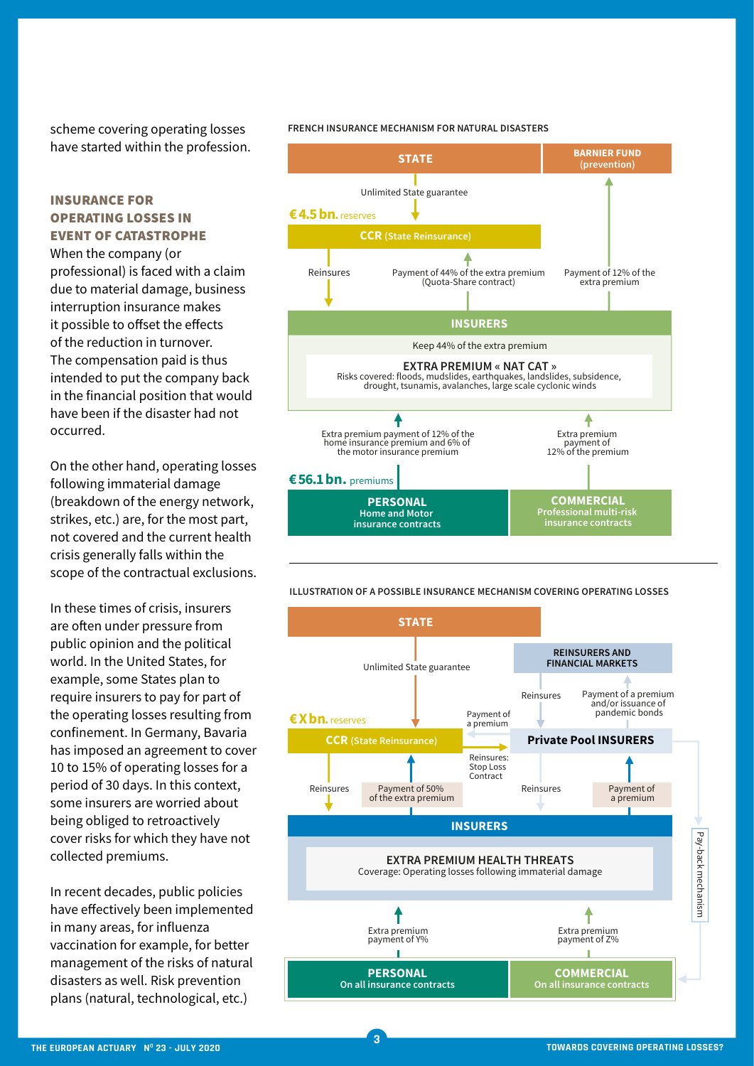scheme covering operating losses have started within the profession.

### INSURANCE FOR OPERATING LOSSES IN EVENT OF CATASTROPHE

When the company (or professional) is faced with a claim due to material damage, business interruption insurance makes it possible to offset the effects of the reduction in turnover. The compensation paid is thus intended to put the company back in the financial position that would have been if the disaster had not occurred.

On the other hand, operating losses following immaterial damage (breakdown of the energy network, strikes, etc.) are, for the most part, not covered and the current health crisis generally falls within the scope of the contractual exclusions.

In these times of crisis, insurers are often under pressure from public opinion and the political world. In the United States, for example, some States plan to require insurers to pay for part of the operating losses resulting from confinement. In Germany, Bavaria has imposed an agreement to cover 10 to 15% of operating losses for a period of 30 days. In this context, some insurers are worried about being obliged to retroactively cover risks for which they have not collected premiums.

In recent decades, public policies have effectively been implemented in many areas, for influenza vaccination for example, for better management of the risks of natural disasters as well. Risk prevention plans (natural, technological, etc.)

**FRENCH INSURANCE MECHANISM FOR NATURAL DISASTERS**

- **STATE** — Unlimited State guarantee → **CCR** (State Reinsurance), **€4.5 bn.** reserves
- **BARNIER FUND** (prevention)
- CCR → INSURERS: Reinsures
- INSURERS → CCR: Payment of 44% of the extra premium (Quota-Share contract)
- INSURERS → BARNIER FUND: Payment of 12% of the extra premium
- **INSURERS** — Keep 44% of the extra premium
  - **EXTRA PREMIUM « NAT CAT »** — Risks covered: floods, mudslides, earthquakes, landslides, subsidence, drought, tsunamis, avalanches, large scale cyclonic winds
- **PERSONAL** (Home and Motor insurance contracts), **€56.1 bn.** premiums → INSURERS: Extra premium payment of 12% of the home insurance premium and 6% of the motor insurance premium
- **COMMERCIAL** (Professional multi-risk insurance contracts) → INSURERS: Extra premium payment of 12% of the premium

**ILLUSTRATION OF A POSSIBLE INSURANCE MECHANISM COVERING OPERATING LOSSES**

- **STATE** — Unlimited State guarantee → **CCR** (State Reinsurance), **€X bn.** reserves
- **REINSURERS AND FINANCIAL MARKETS** → Private Pool INSURERS: Reinsures
- Private Pool INSURERS → REINSURERS AND FINANCIAL MARKETS: Payment of a premium and/or issuance of pandemic bonds
- Private Pool INSURERS → CCR: Payment of a premium
- CCR → Private Pool INSURERS: Reinsures: Stop Loss Contract
- **Private Pool INSURERS**
- CCR → INSURERS: Reinsures
- INSURERS → CCR: Payment of 50% of the extra premium
- Private Pool INSURERS → INSURERS: Reinsures
- INSURERS → Private Pool INSURERS: Payment of a premium
- **INSURERS**
  - **EXTRA PREMIUM HEALTH THREATS** — Coverage: Operating losses following immaterial damage
- **PERSONAL** (On all insurance contracts) → INSURERS: Extra premium payment of Y%
- **COMMERCIAL** (On all insurance contracts) → INSURERS: Extra premium payment of Z%
- Pay-back mechanism (Reinsurers and financial markets → Commercial)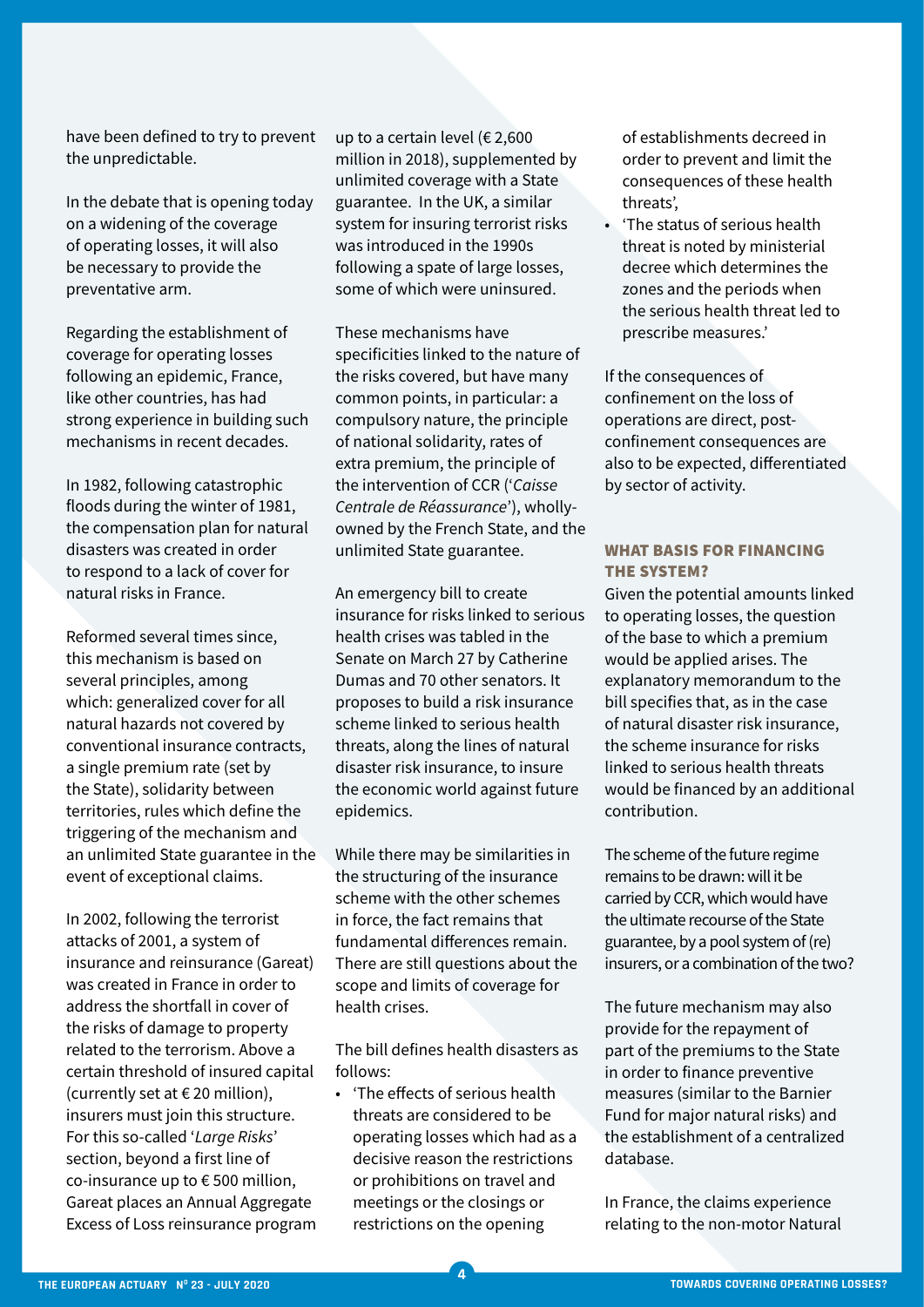have been defined to try to prevent the unpredictable.

In the debate that is opening today on a widening of the coverage of operating losses, it will also be necessary to provide the preventative arm.

Regarding the establishment of coverage for operating losses following an epidemic, France, like other countries, has had strong experience in building such mechanisms in recent decades.

In 1982, following catastrophic floods during the winter of 1981, the compensation plan for natural disasters was created in order to respond to a lack of cover for natural risks in France.

Reformed several times since, this mechanism is based on several principles, among which: generalized cover for all natural hazards not covered by conventional insurance contracts, a single premium rate (set by the State), solidarity between territories, rules which define the triggering of the mechanism and an unlimited State guarantee in the event of exceptional claims.

In 2002, following the terrorist attacks of 2001, a system of insurance and reinsurance (Gareat) was created in France in order to address the shortfall in cover of the risks of damage to property related to the terrorism. Above a certain threshold of insured capital (currently set at € 20 million), insurers must join this structure. For this so-called '*Large Risks*' section, beyond a first line of co-insurance up to € 500 million, Gareat places an Annual Aggregate Excess of Loss reinsurance program up to a certain level (€ 2,600 million in 2018), supplemented by unlimited coverage with a State guarantee. In the UK, a similar system for insuring terrorist risks was introduced in the 1990s following a spate of large losses, some of which were uninsured.

These mechanisms have specificities linked to the nature of the risks covered, but have many common points, in particular: a compulsory nature, the principle of national solidarity, rates of extra premium, the principle of the intervention of CCR ('*Caisse Centrale de Réassurance*'), wholly-owned by the French State, and the unlimited State guarantee.

An emergency bill to create insurance for risks linked to serious health crises was tabled in the Senate on March 27 by Catherine Dumas and 70 other senators. It proposes to build a risk insurance scheme linked to serious health threats, along the lines of natural disaster risk insurance, to insure the economic world against future epidemics.

While there may be similarities in the structuring of the insurance scheme with the other schemes in force, the fact remains that fundamental differences remain. There are still questions about the scope and limits of coverage for health crises.

The bill defines health disasters as follows:

- 'The effects of serious health threats are considered to be operating losses which had as a decisive reason the restrictions or prohibitions on travel and meetings or the closings or restrictions on the opening of establishments decreed in order to prevent and limit the consequences of these health threats',
- 'The status of serious health threat is noted by ministerial decree which determines the zones and the periods when the serious health threat led to prescribe measures.'

If the consequences of confinement on the loss of operations are direct, post-confinement consequences are also to be expected, differentiated by sector of activity.

## WHAT BASIS FOR FINANCING THE SYSTEM?

Given the potential amounts linked to operating losses, the question of the base to which a premium would be applied arises. The explanatory memorandum to the bill specifies that, as in the case of natural disaster risk insurance, the scheme insurance for risks linked to serious health threats would be financed by an additional contribution.

The scheme of the future regime remains to be drawn: will it be carried by CCR, which would have the ultimate recourse of the State guarantee, by a pool system of (re) insurers, or a combination of the two?

The future mechanism may also provide for the repayment of part of the premiums to the State in order to finance preventive measures (similar to the Barnier Fund for major natural risks) and the establishment of a centralized database.

In France, the claims experience relating to the non-motor Natural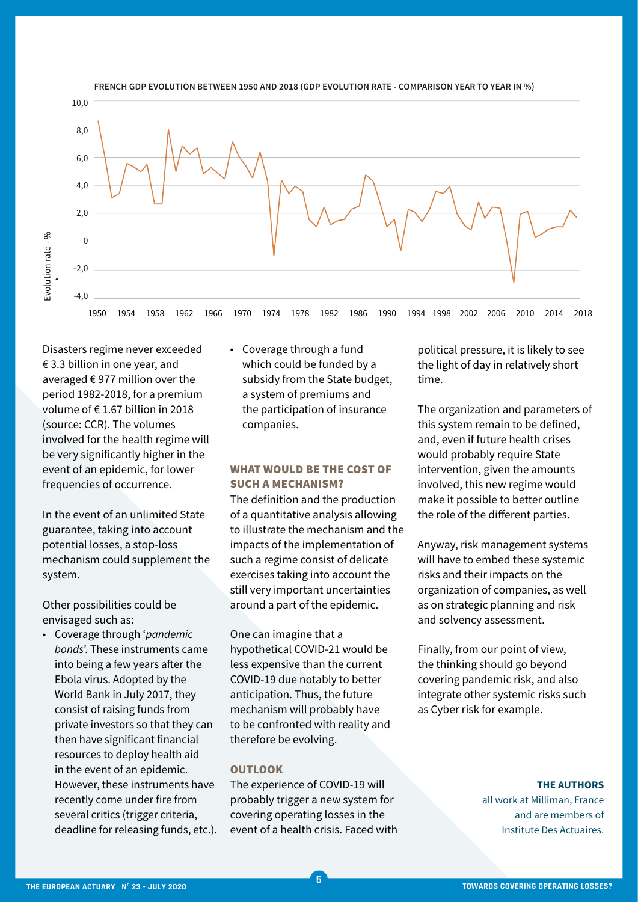FRENCH GDP EVOLUTION BETWEEN 1950 AND 2018 (GDP EVOLUTION RATE - COMPARISON YEAR TO YEAR IN %)

Evolution rate - %

10,0
8,0
6,0
4,0
2,0
0
-2,0
-4,0

1950 1954 1958 1962 1966 1970 1974 1978 1982 1986 1990 1994 1998 2002 2006 2010 2014 2018

Disasters regime never exceeded € 3.3 billion in one year, and averaged € 977 million over the period 1982-2018, for a premium volume of € 1.67 billion in 2018 (source: CCR). The volumes involved for the health regime will be very significantly higher in the event of an epidemic, for lower frequencies of occurrence.

In the event of an unlimited State guarantee, taking into account potential losses, a stop-loss mechanism could supplement the system.

Other possibilities could be envisaged such as:

- Coverage through '*pandemic bonds*'. These instruments came into being a few years after the Ebola virus. Adopted by the World Bank in July 2017, they consist of raising funds from private investors so that they can then have significant financial resources to deploy health aid in the event of an epidemic. However, these instruments have recently come under fire from several critics (trigger criteria, deadline for releasing funds, etc.).
- Coverage through a fund which could be funded by a subsidy from the State budget, a system of premiums and the participation of insurance companies.

## WHAT WOULD BE THE COST OF SUCH A MECHANISM?

The definition and the production of a quantitative analysis allowing to illustrate the mechanism and the impacts of the implementation of such a regime consist of delicate exercises taking into account the still very important uncertainties around a part of the epidemic.

One can imagine that a hypothetical COVID-21 would be less expensive than the current COVID-19 due notably to better anticipation. Thus, the future mechanism will probably have to be confronted with reality and therefore be evolving.

## OUTLOOK

The experience of COVID-19 will probably trigger a new system for covering operating losses in the event of a health crisis. Faced with political pressure, it is likely to see the light of day in relatively short time.

The organization and parameters of this system remain to be defined, and, even if future health crises would probably require State intervention, given the amounts involved, this new regime would make it possible to better outline the role of the different parties.

Anyway, risk management systems will have to embed these systemic risks and their impacts on the organization of companies, as well as on strategic planning and risk and solvency assessment.

Finally, from our point of view, the thinking should go beyond covering pandemic risk, and also integrate other systemic risks such as Cyber risk for example.

**THE AUTHORS**
all work at Milliman, France and are members of Institute Des Actuaires.